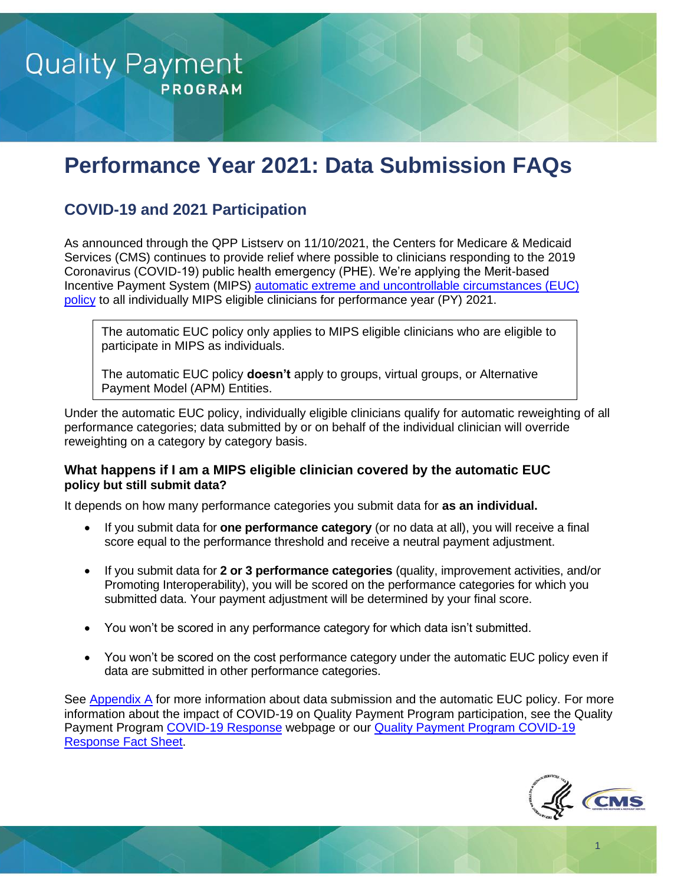Quality Payment PROGRAM

# Performance Year 2021: Data Submission FAQs

## COVID-19 and 2021 Participation

As announced through the QPP Listserv on 11/10/2021, the Centers for Medicare & Medicaid Services (CMS) continues to provide relief where possible to clinicians responding to the 2019 Coronavirus (COVID-19) public health emergency (PHE). We're applying the Merit-based Incentive Payment System (MIPS) automatic extreme and uncontrollable circumstances (EUC) policy to all individually MIPS eligible clinicians for performance year (PY) 2021.

> The automatic EUC policy only applies to MIPS eligible clinicians who are eligible to participate in MIPS as individuals.
>
> The automatic EUC policy **doesn't** apply to groups, virtual groups, or Alternative Payment Model (APM) Entities.

Under the automatic EUC policy, individually eligible clinicians qualify for automatic reweighting of all performance categories; data submitted by or on behalf of the individual clinician will override reweighting on a category by category basis.

### What happens if I am a MIPS eligible clinician covered by the automatic EUC policy but still submit data?

It depends on how many performance categories you submit data for **as an individual.**

- If you submit data for **one performance category** (or no data at all), you will receive a final score equal to the performance threshold and receive a neutral payment adjustment.
- If you submit data for **2 or 3 performance categories** (quality, improvement activities, and/or Promoting Interoperability), you will be scored on the performance categories for which you submitted data. Your payment adjustment will be determined by your final score.
- You won't be scored in any performance category for which data isn't submitted.
- You won't be scored on the cost performance category under the automatic EUC policy even if data are submitted in other performance categories.

See Appendix A for more information about data submission and the automatic EUC policy. For more information about the impact of COVID-19 on Quality Payment Program participation, see the Quality Payment Program COVID-19 Response webpage or our Quality Payment Program COVID-19 Response Fact Sheet.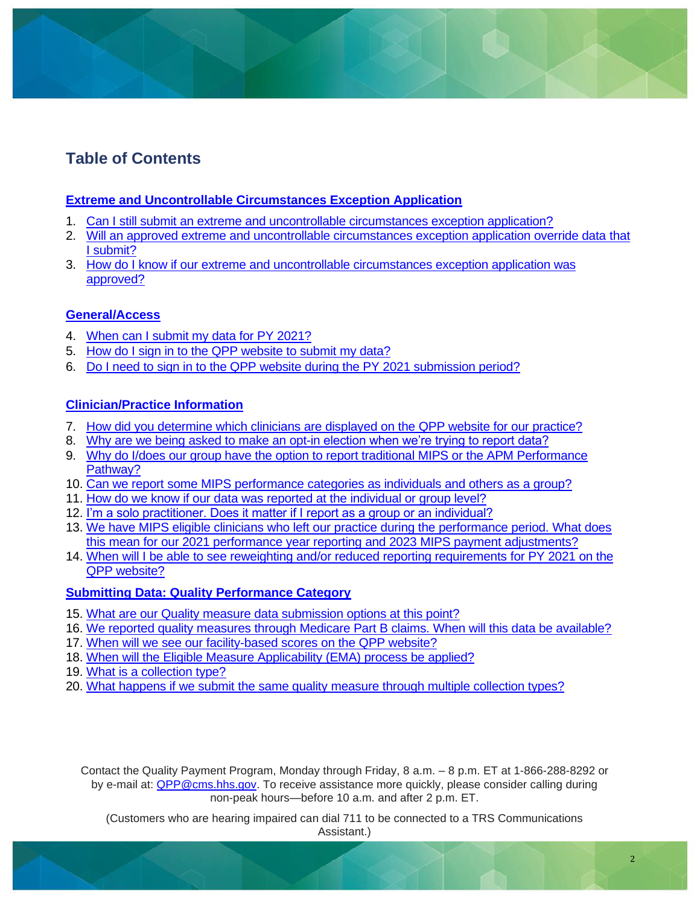# Table of Contents

## Extreme and Uncontrollable Circumstances Exception Application

1. Can I still submit an extreme and uncontrollable circumstances exception application?
2. Will an approved extreme and uncontrollable circumstances exception application override data that I submit?
3. How do I know if our extreme and uncontrollable circumstances exception application was approved?

## General/Access

4. When can I submit my data for PY 2021?
5. How do I sign in to the QPP website to submit my data?
6. Do I need to sign in to the QPP website during the PY 2021 submission period?

## Clinician/Practice Information

7. How did you determine which clinicians are displayed on the QPP website for our practice?
8. Why are we being asked to make an opt-in election when we're trying to report data?
9. Why do I/does our group have the option to report traditional MIPS or the APM Performance Pathway?
10. Can we report some MIPS performance categories as individuals and others as a group?
11. How do we know if our data was reported at the individual or group level?
12. I'm a solo practitioner. Does it matter if I report as a group or an individual?
13. We have MIPS eligible clinicians who left our practice during the performance period. What does this mean for our 2021 performance year reporting and 2023 MIPS payment adjustments?
14. When will I be able to see reweighting and/or reduced reporting requirements for PY 2021 on the QPP website?

## Submitting Data: Quality Performance Category

15. What are our Quality measure data submission options at this point?
16. We reported quality measures through Medicare Part B claims. When will this data be available?
17. When will we see our facility-based scores on the QPP website?
18. When will the Eligible Measure Applicability (EMA) process be applied?
19. What is a collection type?
20. What happens if we submit the same quality measure through multiple collection types?

Contact the Quality Payment Program, Monday through Friday, 8 a.m. – 8 p.m. ET at 1-866-288-8292 or by e-mail at: QPP@cms.hhs.gov. To receive assistance more quickly, please consider calling during non-peak hours—before 10 a.m. and after 2 p.m. ET.

(Customers who are hearing impaired can dial 711 to be connected to a TRS Communications Assistant.)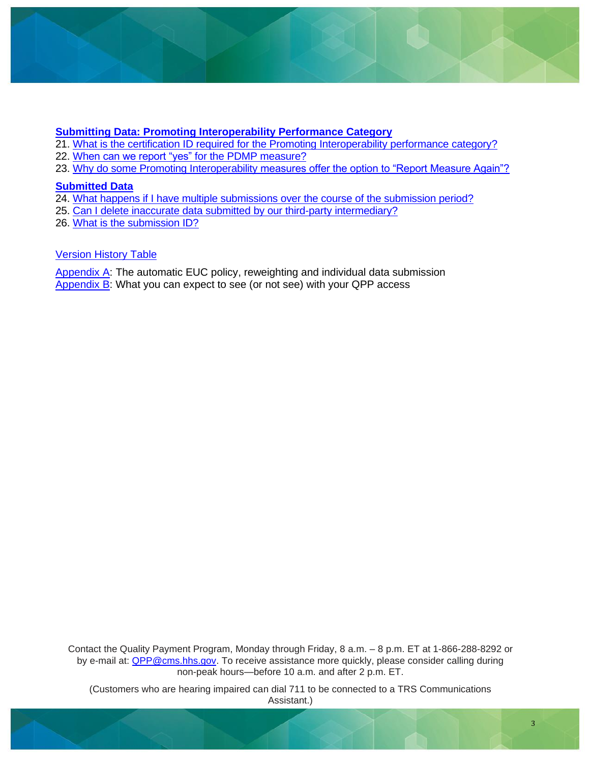**Submitting Data: Promoting Interoperability Performance Category**

21. What is the certification ID required for the Promoting Interoperability performance category?
22. When can we report “yes” for the PDMP measure?
23. Why do some Promoting Interoperability measures offer the option to “Report Measure Again”?

**Submitted Data**

24. What happens if I have multiple submissions over the course of the submission period?
25. Can I delete inaccurate data submitted by our third-party intermediary?
26. What is the submission ID?

Version History Table

Appendix A: The automatic EUC policy, reweighting and individual data submission
Appendix B: What you can expect to see (or not see) with your QPP access

Contact the Quality Payment Program, Monday through Friday, 8 a.m. – 8 p.m. ET at 1-866-288-8292 or by e-mail at: QPP@cms.hhs.gov. To receive assistance more quickly, please consider calling during non-peak hours—before 10 a.m. and after 2 p.m. ET.

(Customers who are hearing impaired can dial 711 to be connected to a TRS Communications Assistant.)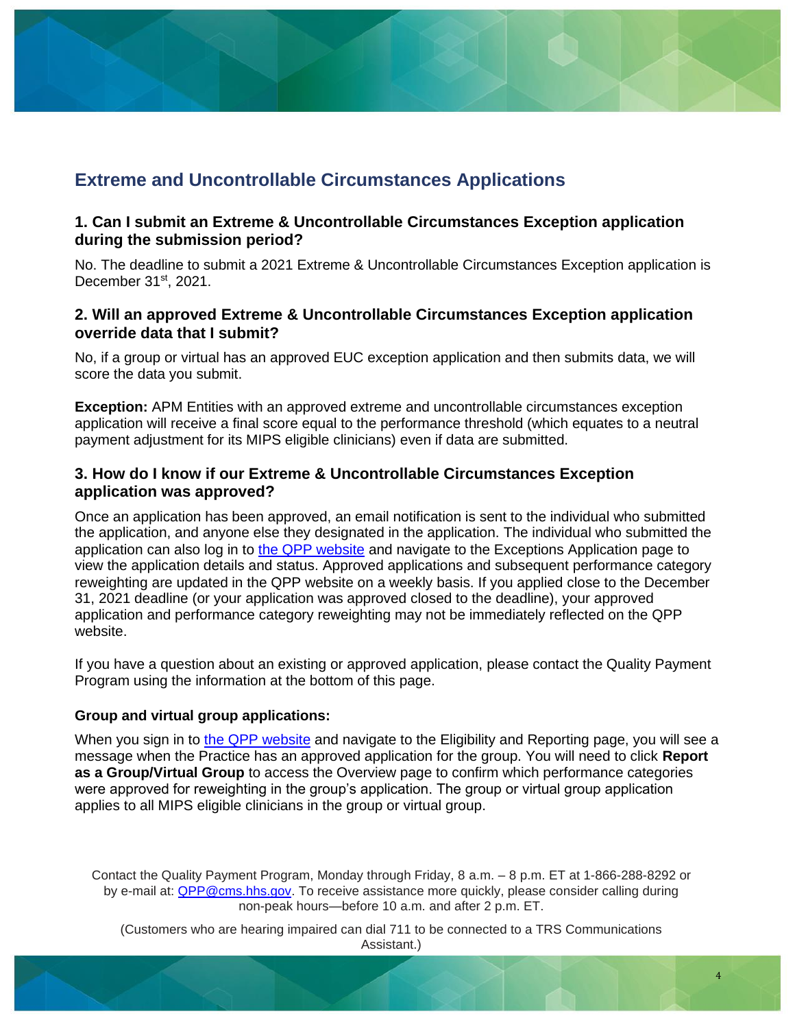## Extreme and Uncontrollable Circumstances Applications

### 1. Can I submit an Extreme & Uncontrollable Circumstances Exception application during the submission period?

No. The deadline to submit a 2021 Extreme & Uncontrollable Circumstances Exception application is December 31st, 2021.

### 2. Will an approved Extreme & Uncontrollable Circumstances Exception application override data that I submit?

No, if a group or virtual has an approved EUC exception application and then submits data, we will score the data you submit.

**Exception:** APM Entities with an approved extreme and uncontrollable circumstances exception application will receive a final score equal to the performance threshold (which equates to a neutral payment adjustment for its MIPS eligible clinicians) even if data are submitted.

### 3. How do I know if our Extreme & Uncontrollable Circumstances Exception application was approved?

Once an application has been approved, an email notification is sent to the individual who submitted the application, and anyone else they designated in the application. The individual who submitted the application can also log in to [the QPP website]() and navigate to the Exceptions Application page to view the application details and status. Approved applications and subsequent performance category reweighting are updated in the QPP website on a weekly basis. If you applied close to the December 31, 2021 deadline (or your application was approved closed to the deadline), your approved application and performance category reweighting may not be immediately reflected on the QPP website.

If you have a question about an existing or approved application, please contact the Quality Payment Program using the information at the bottom of this page.

#### Group and virtual group applications:

When you sign in to [the QPP website]() and navigate to the Eligibility and Reporting page, you will see a message when the Practice has an approved application for the group. You will need to click **Report as a Group/Virtual Group** to access the Overview page to confirm which performance categories were approved for reweighting in the group's application. The group or virtual group application applies to all MIPS eligible clinicians in the group or virtual group.

Contact the Quality Payment Program, Monday through Friday, 8 a.m. – 8 p.m. ET at 1-866-288-8292 or by e-mail at: QPP@cms.hhs.gov. To receive assistance more quickly, please consider calling during non-peak hours—before 10 a.m. and after 2 p.m. ET.

(Customers who are hearing impaired can dial 711 to be connected to a TRS Communications Assistant.)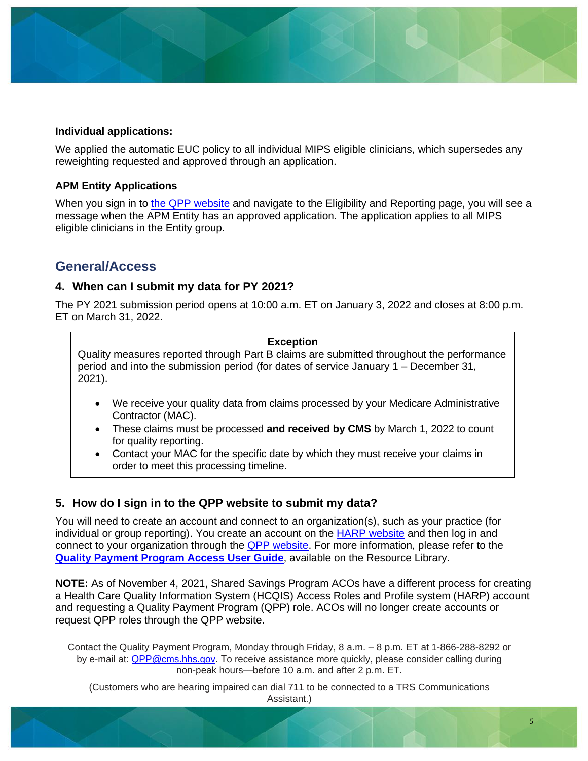**Individual applications:**

We applied the automatic EUC policy to all individual MIPS eligible clinicians, which supersedes any reweighting requested and approved through an application.

**APM Entity Applications**

When you sign in to [the QPP website]() and navigate to the Eligibility and Reporting page, you will see a message when the APM Entity has an approved application. The application applies to all MIPS eligible clinicians in the Entity group.

## General/Access

### 4. When can I submit my data for PY 2021?

The PY 2021 submission period opens at 10:00 a.m. ET on January 3, 2022 and closes at 8:00 p.m. ET on March 31, 2022.

> **Exception**
>
> Quality measures reported through Part B claims are submitted throughout the performance period and into the submission period (for dates of service January 1 – December 31, 2021).
>
> - We receive your quality data from claims processed by your Medicare Administrative Contractor (MAC).
> - These claims must be processed **and received by CMS** by March 1, 2022 to count for quality reporting.
> - Contact your MAC for the specific date by which they must receive your claims in order to meet this processing timeline.

### 5. How do I sign in to the QPP website to submit my data?

You will need to create an account and connect to an organization(s), such as your practice (for individual or group reporting). You create an account on the [HARP website]() and then log in and connect to your organization through the [QPP website](). For more information, please refer to the **[Quality Payment Program Access User Guide]()**, available on the Resource Library.

**NOTE:** As of November 4, 2021, Shared Savings Program ACOs have a different process for creating a Health Care Quality Information System (HCQIS) Access Roles and Profile system (HARP) account and requesting a Quality Payment Program (QPP) role. ACOs will no longer create accounts or request QPP roles through the QPP website.

Contact the Quality Payment Program, Monday through Friday, 8 a.m. – 8 p.m. ET at 1-866-288-8292 or by e-mail at: QPP@cms.hhs.gov. To receive assistance more quickly, please consider calling during non-peak hours—before 10 a.m. and after 2 p.m. ET.

(Customers who are hearing impaired can dial 711 to be connected to a TRS Communications Assistant.)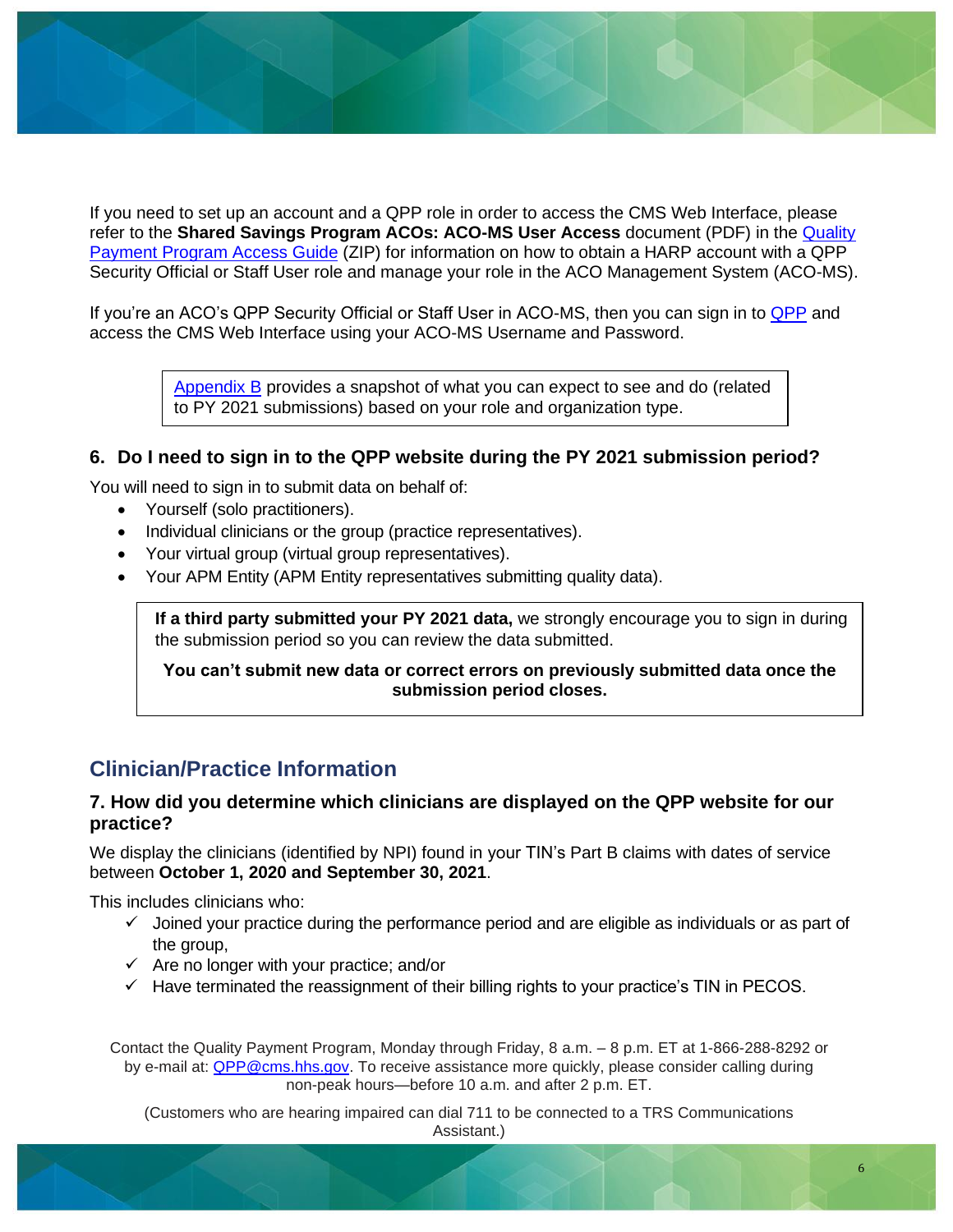If you need to set up an account and a QPP role in order to access the CMS Web Interface, please refer to the **Shared Savings Program ACOs: ACO-MS User Access** document (PDF) in the [Quality Payment Program Access Guide](#) (ZIP) for information on how to obtain a HARP account with a QPP Security Official or Staff User role and manage your role in the ACO Management System (ACO-MS).

If you're an ACO's QPP Security Official or Staff User in ACO-MS, then you can sign in to [QPP](#) and access the CMS Web Interface using your ACO-MS Username and Password.

> [Appendix B](#) provides a snapshot of what you can expect to see and do (related to PY 2021 submissions) based on your role and organization type.

### 6. Do I need to sign in to the QPP website during the PY 2021 submission period?

You will need to sign in to submit data on behalf of:

- Yourself (solo practitioners).
- Individual clinicians or the group (practice representatives).
- Your virtual group (virtual group representatives).
- Your APM Entity (APM Entity representatives submitting quality data).

> **If a third party submitted your PY 2021 data,** we strongly encourage you to sign in during the submission period so you can review the data submitted.
>
> **You can't submit new data or correct errors on previously submitted data once the submission period closes.**

## Clinician/Practice Information

### 7. How did you determine which clinicians are displayed on the QPP website for our practice?

We display the clinicians (identified by NPI) found in your TIN's Part B claims with dates of service between **October 1, 2020 and September 30, 2021**.

This includes clinicians who:

- ✓ Joined your practice during the performance period and are eligible as individuals or as part of the group,
- ✓ Are no longer with your practice; and/or
- ✓ Have terminated the reassignment of their billing rights to your practice's TIN in PECOS.

Contact the Quality Payment Program, Monday through Friday, 8 a.m. – 8 p.m. ET at 1-866-288-8292 or by e-mail at: [QPP@cms.hhs.gov](mailto:QPP@cms.hhs.gov). To receive assistance more quickly, please consider calling during non-peak hours—before 10 a.m. and after 2 p.m. ET.

(Customers who are hearing impaired can dial 711 to be connected to a TRS Communications Assistant.)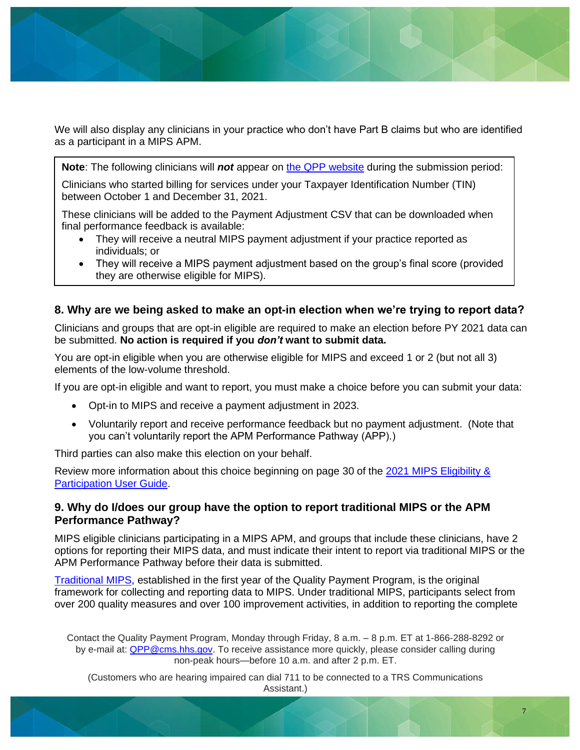We will also display any clinicians in your practice who don't have Part B claims but who are identified as a participant in a MIPS APM.

> **Note**: The following clinicians will ***not*** appear on [the QPP website](https://qpp.cms.gov) during the submission period:
>
> Clinicians who started billing for services under your Taxpayer Identification Number (TIN) between October 1 and December 31, 2021.
>
> These clinicians will be added to the Payment Adjustment CSV that can be downloaded when final performance feedback is available:
>
> - They will receive a neutral MIPS payment adjustment if your practice reported as individuals; or
> - They will receive a MIPS payment adjustment based on the group's final score (provided they are otherwise eligible for MIPS).

### 8. Why are we being asked to make an opt-in election when we're trying to report data?

Clinicians and groups that are opt-in eligible are required to make an election before PY 2021 data can be submitted. **No action is required if you *don't* want to submit data.**

You are opt-in eligible when you are otherwise eligible for MIPS and exceed 1 or 2 (but not all 3) elements of the low-volume threshold.

If you are opt-in eligible and want to report, you must make a choice before you can submit your data:

- Opt-in to MIPS and receive a payment adjustment in 2023.
- Voluntarily report and receive performance feedback but no payment adjustment. (Note that you can't voluntarily report the APM Performance Pathway (APP).)

Third parties can also make this election on your behalf.

Review more information about this choice beginning on page 30 of the 2021 MIPS Eligibility & Participation User Guide.

### 9. Why do I/does our group have the option to report traditional MIPS or the APM Performance Pathway?

MIPS eligible clinicians participating in a MIPS APM, and groups that include these clinicians, have 2 options for reporting their MIPS data, and must indicate their intent to report via traditional MIPS or the APM Performance Pathway before their data is submitted.

Traditional MIPS, established in the first year of the Quality Payment Program, is the original framework for collecting and reporting data to MIPS. Under traditional MIPS, participants select from over 200 quality measures and over 100 improvement activities, in addition to reporting the complete

Contact the Quality Payment Program, Monday through Friday, 8 a.m. – 8 p.m. ET at 1-866-288-8292 or by e-mail at: QPP@cms.hhs.gov. To receive assistance more quickly, please consider calling during non-peak hours—before 10 a.m. and after 2 p.m. ET.

(Customers who are hearing impaired can dial 711 to be connected to a TRS Communications Assistant.)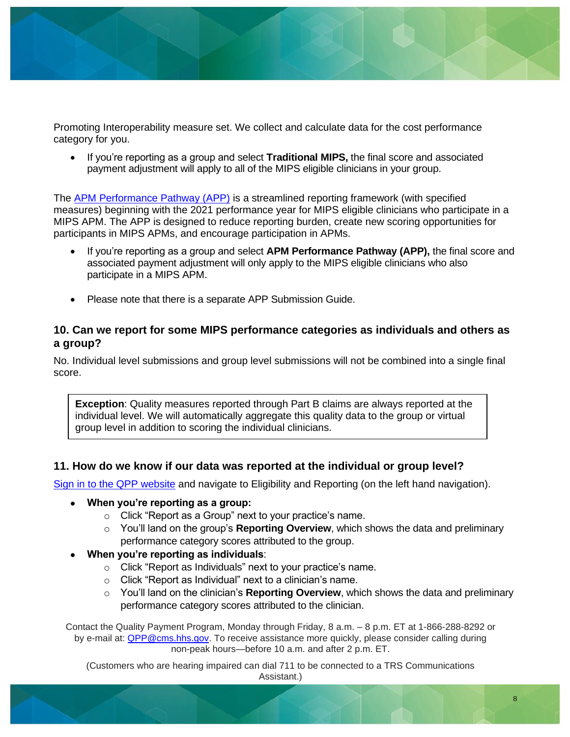Promoting Interoperability measure set. We collect and calculate data for the cost performance category for you.

- If you're reporting as a group and select **Traditional MIPS,** the final score and associated payment adjustment will apply to all of the MIPS eligible clinicians in your group.

The [APM Performance Pathway (APP)](#) is a streamlined reporting framework (with specified measures) beginning with the 2021 performance year for MIPS eligible clinicians who participate in a MIPS APM. The APP is designed to reduce reporting burden, create new scoring opportunities for participants in MIPS APMs, and encourage participation in APMs.

- If you're reporting as a group and select **APM Performance Pathway (APP),** the final score and associated payment adjustment will only apply to the MIPS eligible clinicians who also participate in a MIPS APM.
- Please note that there is a separate APP Submission Guide.

### 10. Can we report for some MIPS performance categories as individuals and others as a group?

No. Individual level submissions and group level submissions will not be combined into a single final score.

> **Exception**: Quality measures reported through Part B claims are always reported at the individual level. We will automatically aggregate this quality data to the group or virtual group level in addition to scoring the individual clinicians.

### 11. How do we know if our data was reported at the individual or group level?

[Sign in to the QPP website](#) and navigate to Eligibility and Reporting (on the left hand navigation).

- **When you're reporting as a group:**
  - Click "Report as a Group" next to your practice's name.
  - You'll land on the group's **Reporting Overview**, which shows the data and preliminary performance category scores attributed to the group.
- **When you're reporting as individuals**:
  - Click "Report as Individuals" next to your practice's name.
  - Click "Report as Individual" next to a clinician's name.
  - You'll land on the clinician's **Reporting Overview**, which shows the data and preliminary performance category scores attributed to the clinician.

Contact the Quality Payment Program, Monday through Friday, 8 a.m. – 8 p.m. ET at 1-866-288-8292 or by e-mail at: [QPP@cms.hhs.gov](mailto:QPP@cms.hhs.gov). To receive assistance more quickly, please consider calling during non-peak hours—before 10 a.m. and after 2 p.m. ET.

(Customers who are hearing impaired can dial 711 to be connected to a TRS Communications Assistant.)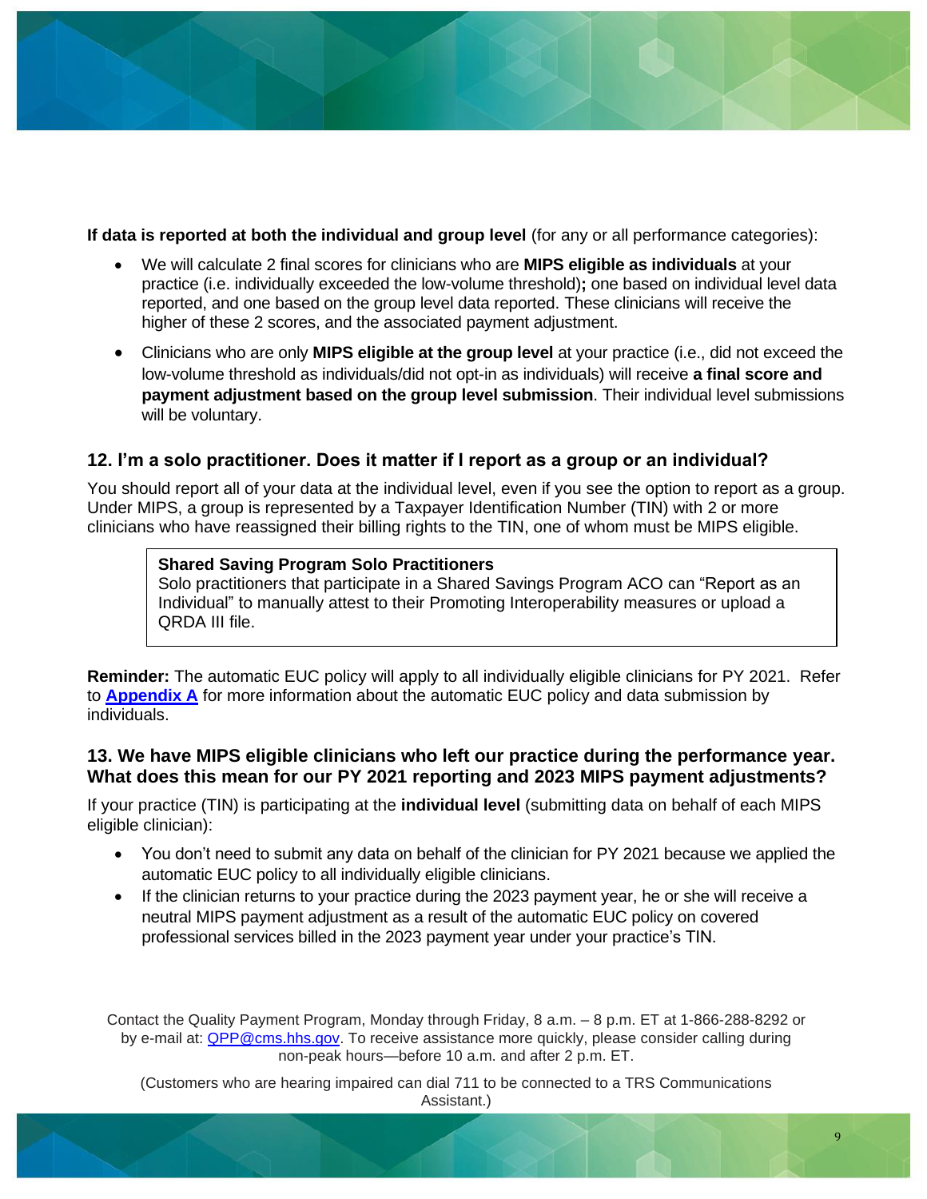**If data is reported at both the individual and group level** (for any or all performance categories):

- We will calculate 2 final scores for clinicians who are **MIPS eligible as individuals** at your practice (i.e. individually exceeded the low-volume threshold)**;** one based on individual level data reported, and one based on the group level data reported. These clinicians will receive the higher of these 2 scores, and the associated payment adjustment.
- Clinicians who are only **MIPS eligible at the group level** at your practice (i.e., did not exceed the low-volume threshold as individuals/did not opt-in as individuals) will receive **a final score and payment adjustment based on the group level submission**. Their individual level submissions will be voluntary.

### 12. I'm a solo practitioner. Does it matter if I report as a group or an individual?

You should report all of your data at the individual level, even if you see the option to report as a group. Under MIPS, a group is represented by a Taxpayer Identification Number (TIN) with 2 or more clinicians who have reassigned their billing rights to the TIN, one of whom must be MIPS eligible.

> **Shared Saving Program Solo Practitioners**
> Solo practitioners that participate in a Shared Savings Program ACO can "Report as an Individual" to manually attest to their Promoting Interoperability measures or upload a QRDA III file.

**Reminder:** The automatic EUC policy will apply to all individually eligible clinicians for PY 2021. Refer to **Appendix A** for more information about the automatic EUC policy and data submission by individuals.

### 13. We have MIPS eligible clinicians who left our practice during the performance year. What does this mean for our PY 2021 reporting and 2023 MIPS payment adjustments?

If your practice (TIN) is participating at the **individual level** (submitting data on behalf of each MIPS eligible clinician):

- You don't need to submit any data on behalf of the clinician for PY 2021 because we applied the automatic EUC policy to all individually eligible clinicians.
- If the clinician returns to your practice during the 2023 payment year, he or she will receive a neutral MIPS payment adjustment as a result of the automatic EUC policy on covered professional services billed in the 2023 payment year under your practice's TIN.

Contact the Quality Payment Program, Monday through Friday, 8 a.m. – 8 p.m. ET at 1-866-288-8292 or by e-mail at: QPP@cms.hhs.gov. To receive assistance more quickly, please consider calling during non-peak hours—before 10 a.m. and after 2 p.m. ET.

(Customers who are hearing impaired can dial 711 to be connected to a TRS Communications Assistant.)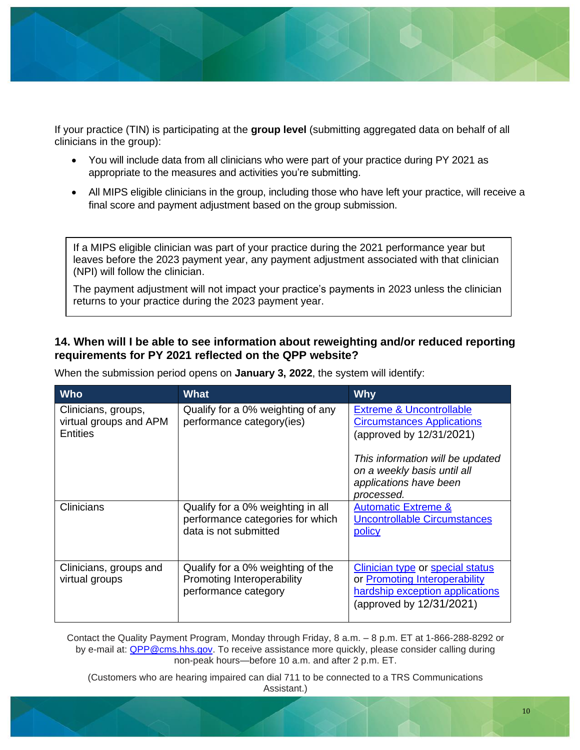If your practice (TIN) is participating at the **group level** (submitting aggregated data on behalf of all clinicians in the group):

- You will include data from all clinicians who were part of your practice during PY 2021 as appropriate to the measures and activities you're submitting.
- All MIPS eligible clinicians in the group, including those who have left your practice, will receive a final score and payment adjustment based on the group submission.

> If a MIPS eligible clinician was part of your practice during the 2021 performance year but leaves before the 2023 payment year, any payment adjustment associated with that clinician (NPI) will follow the clinician.
>
> The payment adjustment will not impact your practice's payments in 2023 unless the clinician returns to your practice during the 2023 payment year.

### 14. When will I be able to see information about reweighting and/or reduced reporting requirements for PY 2021 reflected on the QPP website?

When the submission period opens on **January 3, 2022**, the system will identify:

| Who | What | Why |
|---|---|---|
| Clinicians, groups, virtual groups and APM Entities | Qualify for a 0% weighting of any performance category(ies) | Extreme & Uncontrollable Circumstances Applications (approved by 12/31/2021)<br><br>*This information will be updated on a weekly basis until all applications have been processed.* |
| Clinicians | Qualify for a 0% weighting in all performance categories for which data is not submitted | Automatic Extreme & Uncontrollable Circumstances policy |
| Clinicians, groups and virtual groups | Qualify for a 0% weighting of the Promoting Interoperability performance category | Clinician type or special status or Promoting Interoperability hardship exception applications (approved by 12/31/2021) |

Contact the Quality Payment Program, Monday through Friday, 8 a.m. – 8 p.m. ET at 1-866-288-8292 or by e-mail at: QPP@cms.hhs.gov. To receive assistance more quickly, please consider calling during non-peak hours—before 10 a.m. and after 2 p.m. ET.

(Customers who are hearing impaired can dial 711 to be connected to a TRS Communications Assistant.)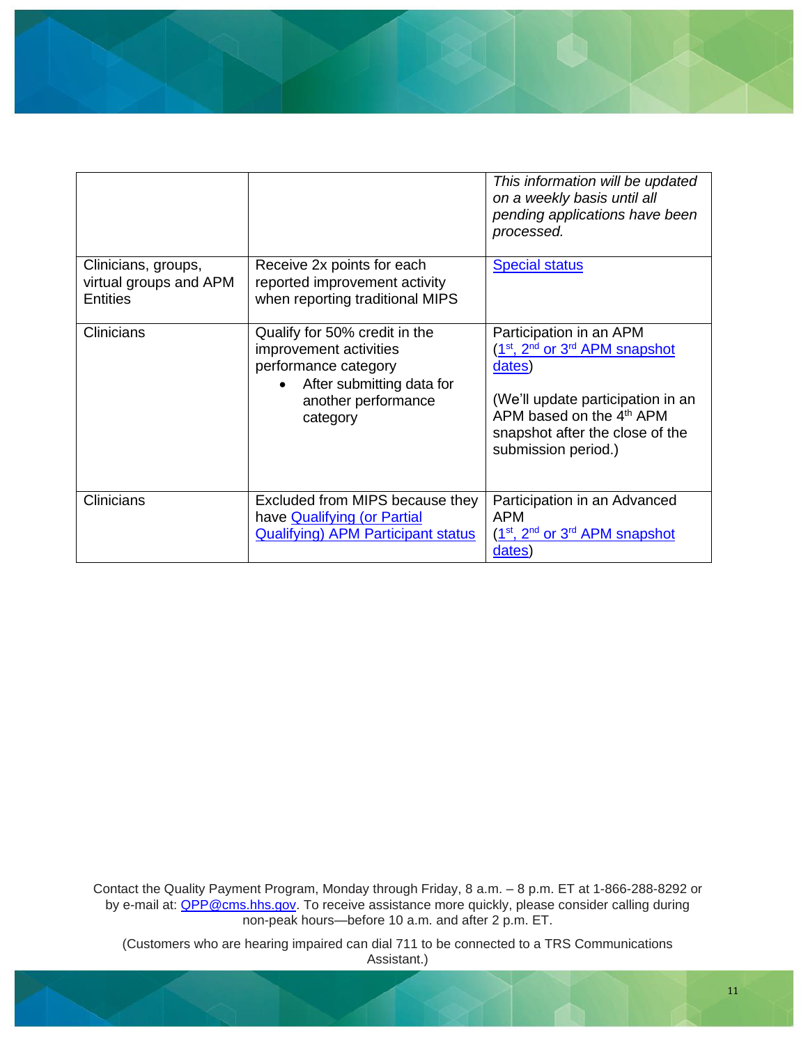| | | *This information will be updated on a weekly basis until all pending applications have been processed.* |
|---|---|---|
| Clinicians, groups, virtual groups and APM Entities | Receive 2x points for each reported improvement activity when reporting traditional MIPS | Special status |
| Clinicians | Qualify for 50% credit in the improvement activities performance category<br>• After submitting data for another performance category | Participation in an APM (1st, 2nd or 3rd APM snapshot dates)<br><br>(We'll update participation in an APM based on the 4th APM snapshot after the close of the submission period.) |
| Clinicians | Excluded from MIPS because they have Qualifying (or Partial Qualifying) APM Participant status | Participation in an Advanced APM (1st, 2nd or 3rd APM snapshot dates) |

Contact the Quality Payment Program, Monday through Friday, 8 a.m. – 8 p.m. ET at 1-866-288-8292 or by e-mail at: QPP@cms.hhs.gov. To receive assistance more quickly, please consider calling during non-peak hours—before 10 a.m. and after 2 p.m. ET.

(Customers who are hearing impaired can dial 711 to be connected to a TRS Communications Assistant.)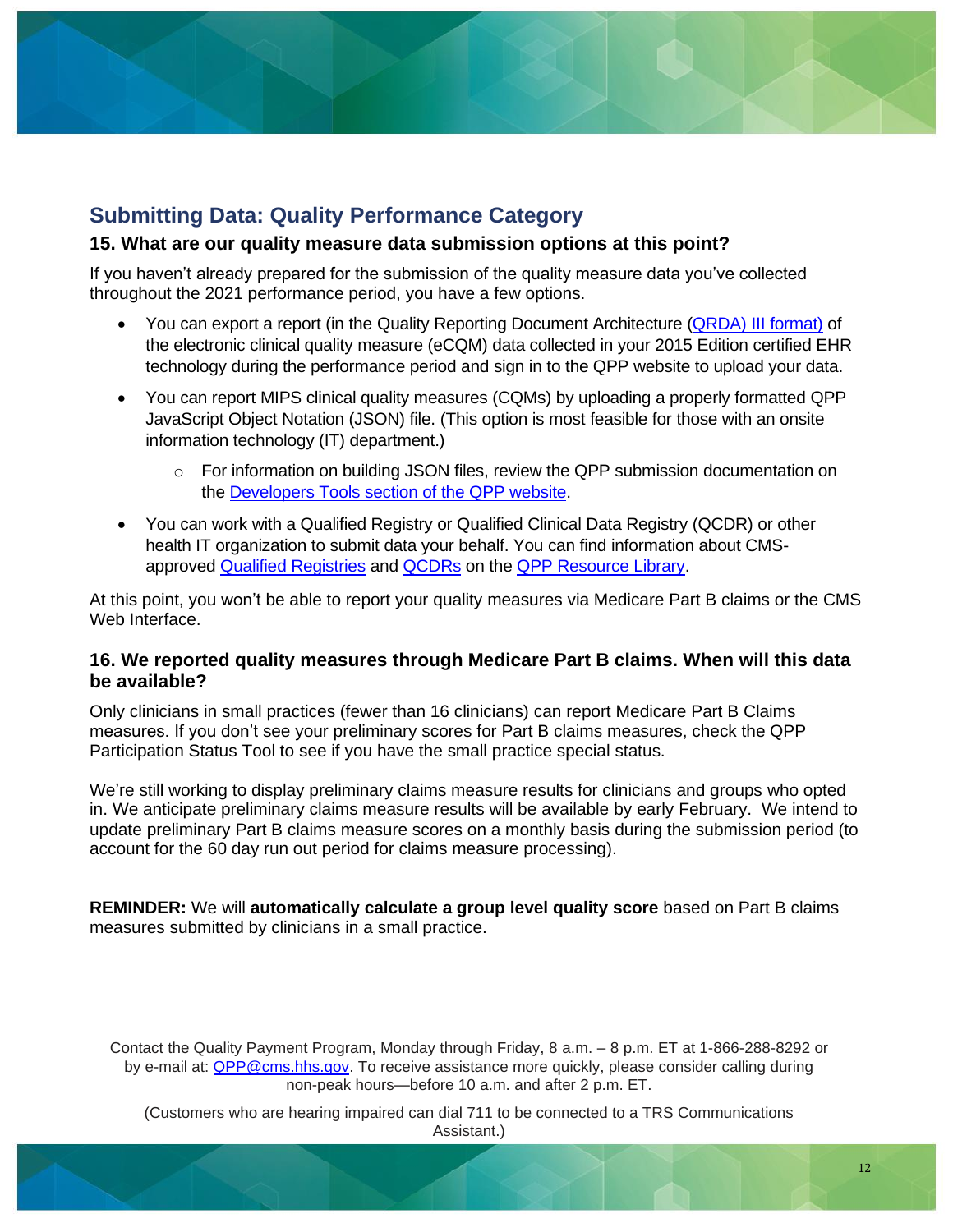## Submitting Data: Quality Performance Category

### 15. What are our quality measure data submission options at this point?

If you haven't already prepared for the submission of the quality measure data you've collected throughout the 2021 performance period, you have a few options.

- You can export a report (in the Quality Reporting Document Architecture (QRDA) III format) of the electronic clinical quality measure (eCQM) data collected in your 2015 Edition certified EHR technology during the performance period and sign in to the QPP website to upload your data.
- You can report MIPS clinical quality measures (CQMs) by uploading a properly formatted QPP JavaScript Object Notation (JSON) file. (This option is most feasible for those with an onsite information technology (IT) department.)
  - For information on building JSON files, review the QPP submission documentation on the Developers Tools section of the QPP website.
- You can work with a Qualified Registry or Qualified Clinical Data Registry (QCDR) or other health IT organization to submit data your behalf. You can find information about CMS-approved Qualified Registries and QCDRs on the QPP Resource Library.

At this point, you won't be able to report your quality measures via Medicare Part B claims or the CMS Web Interface.

### 16. We reported quality measures through Medicare Part B claims. When will this data be available?

Only clinicians in small practices (fewer than 16 clinicians) can report Medicare Part B Claims measures. If you don't see your preliminary scores for Part B claims measures, check the QPP Participation Status Tool to see if you have the small practice special status.

We're still working to display preliminary claims measure results for clinicians and groups who opted in. We anticipate preliminary claims measure results will be available by early February. We intend to update preliminary Part B claims measure scores on a monthly basis during the submission period (to account for the 60 day run out period for claims measure processing).

**REMINDER:** We will **automatically calculate a group level quality score** based on Part B claims measures submitted by clinicians in a small practice.

Contact the Quality Payment Program, Monday through Friday, 8 a.m. – 8 p.m. ET at 1-866-288-8292 or by e-mail at: QPP@cms.hhs.gov. To receive assistance more quickly, please consider calling during non-peak hours—before 10 a.m. and after 2 p.m. ET.

(Customers who are hearing impaired can dial 711 to be connected to a TRS Communications Assistant.)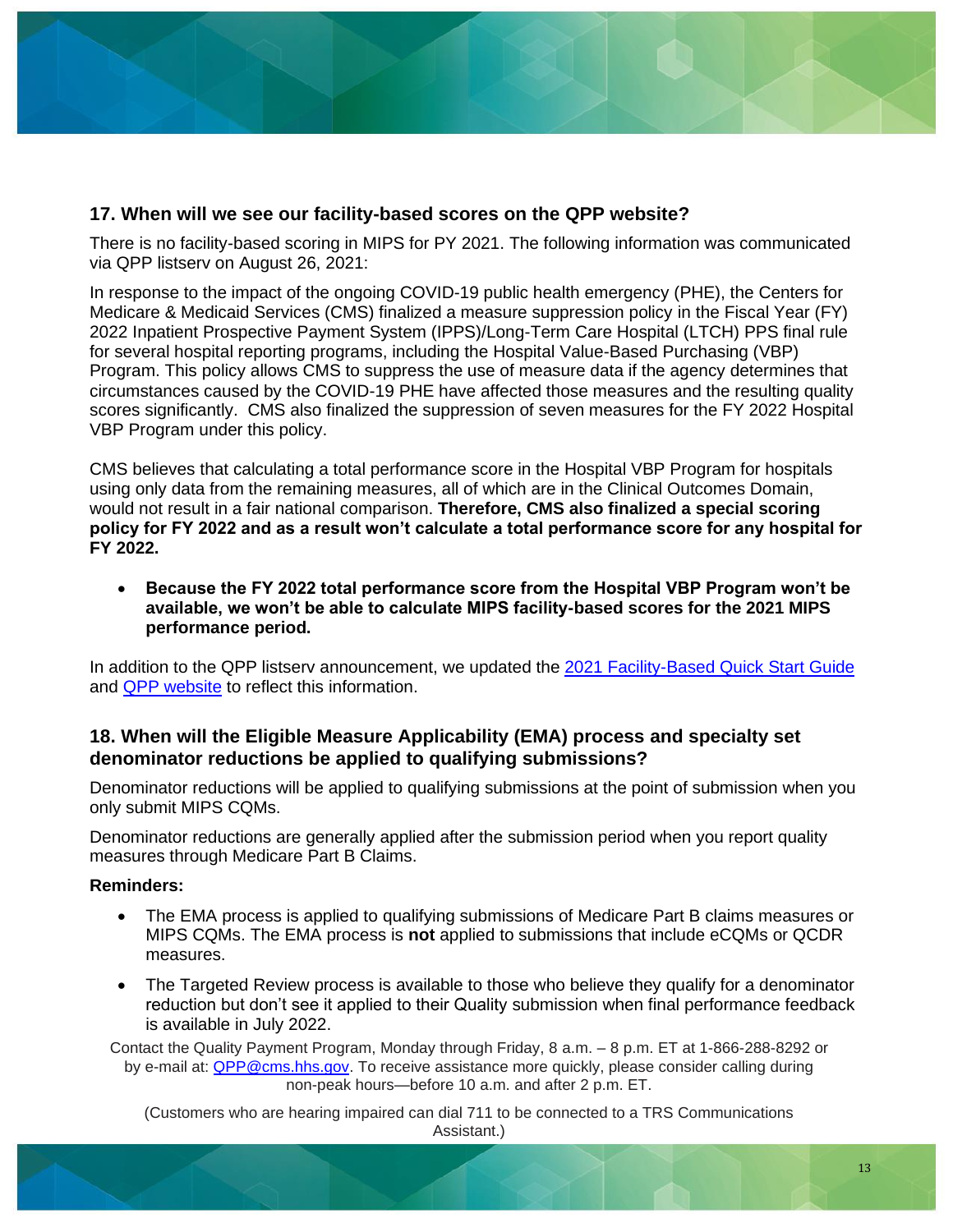### 17. When will we see our facility-based scores on the QPP website?

There is no facility-based scoring in MIPS for PY 2021. The following information was communicated via QPP listserv on August 26, 2021:

In response to the impact of the ongoing COVID-19 public health emergency (PHE), the Centers for Medicare & Medicaid Services (CMS) finalized a measure suppression policy in the Fiscal Year (FY) 2022 Inpatient Prospective Payment System (IPPS)/Long-Term Care Hospital (LTCH) PPS final rule for several hospital reporting programs, including the Hospital Value-Based Purchasing (VBP) Program. This policy allows CMS to suppress the use of measure data if the agency determines that circumstances caused by the COVID-19 PHE have affected those measures and the resulting quality scores significantly. CMS also finalized the suppression of seven measures for the FY 2022 Hospital VBP Program under this policy.

CMS believes that calculating a total performance score in the Hospital VBP Program for hospitals using only data from the remaining measures, all of which are in the Clinical Outcomes Domain, would not result in a fair national comparison. **Therefore, CMS also finalized a special scoring policy for FY 2022 and as a result won't calculate a total performance score for any hospital for FY 2022.**

- **Because the FY 2022 total performance score from the Hospital VBP Program won't be available, we won't be able to calculate MIPS facility-based scores for the 2021 MIPS performance period.**

In addition to the QPP listserv announcement, we updated the [2021 Facility-Based Quick Start Guide] and [QPP website] to reflect this information.

### 18. When will the Eligible Measure Applicability (EMA) process and specialty set denominator reductions be applied to qualifying submissions?

Denominator reductions will be applied to qualifying submissions at the point of submission when you only submit MIPS CQMs.

Denominator reductions are generally applied after the submission period when you report quality measures through Medicare Part B Claims.

**Reminders:**

- The EMA process is applied to qualifying submissions of Medicare Part B claims measures or MIPS CQMs. The EMA process is **not** applied to submissions that include eCQMs or QCDR measures.
- The Targeted Review process is available to those who believe they qualify for a denominator reduction but don't see it applied to their Quality submission when final performance feedback is available in July 2022.

Contact the Quality Payment Program, Monday through Friday, 8 a.m. – 8 p.m. ET at 1-866-288-8292 or by e-mail at: QPP@cms.hhs.gov. To receive assistance more quickly, please consider calling during non-peak hours—before 10 a.m. and after 2 p.m. ET.

(Customers who are hearing impaired can dial 711 to be connected to a TRS Communications Assistant.)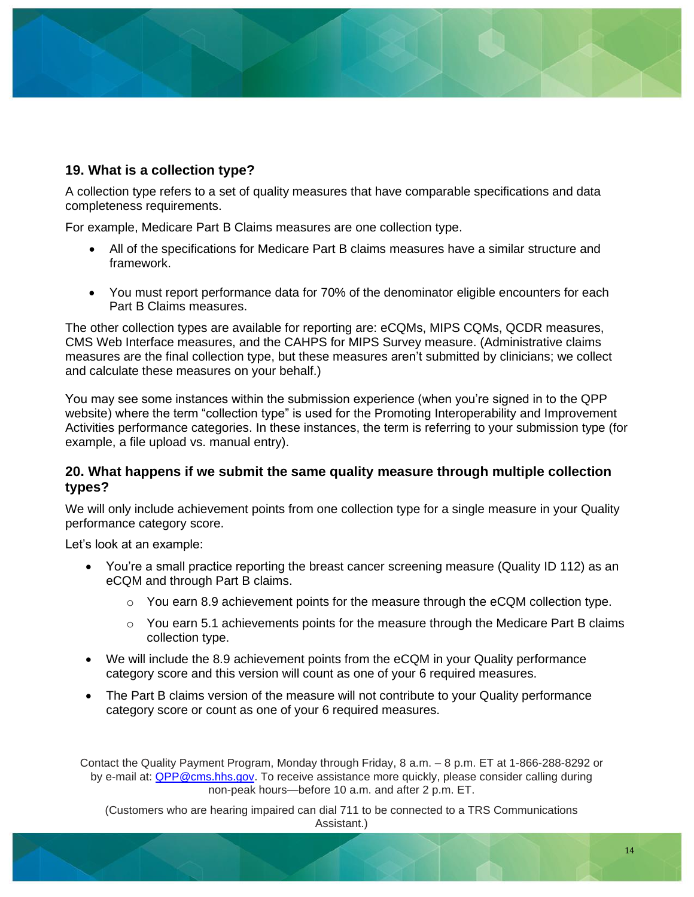### 19. What is a collection type?

A collection type refers to a set of quality measures that have comparable specifications and data completeness requirements.

For example, Medicare Part B Claims measures are one collection type.

- All of the specifications for Medicare Part B claims measures have a similar structure and framework.
- You must report performance data for 70% of the denominator eligible encounters for each Part B Claims measures.

The other collection types are available for reporting are: eCQMs, MIPS CQMs, QCDR measures, CMS Web Interface measures, and the CAHPS for MIPS Survey measure. (Administrative claims measures are the final collection type, but these measures aren't submitted by clinicians; we collect and calculate these measures on your behalf.)

You may see some instances within the submission experience (when you're signed in to the QPP website) where the term "collection type" is used for the Promoting Interoperability and Improvement Activities performance categories. In these instances, the term is referring to your submission type (for example, a file upload vs. manual entry).

### 20. What happens if we submit the same quality measure through multiple collection types?

We will only include achievement points from one collection type for a single measure in your Quality performance category score.

Let's look at an example:

- You're a small practice reporting the breast cancer screening measure (Quality ID 112) as an eCQM and through Part B claims.
  - You earn 8.9 achievement points for the measure through the eCQM collection type.
  - You earn 5.1 achievements points for the measure through the Medicare Part B claims collection type.
- We will include the 8.9 achievement points from the eCQM in your Quality performance category score and this version will count as one of your 6 required measures.
- The Part B claims version of the measure will not contribute to your Quality performance category score or count as one of your 6 required measures.

Contact the Quality Payment Program, Monday through Friday, 8 a.m. – 8 p.m. ET at 1-866-288-8292 or by e-mail at: QPP@cms.hhs.gov. To receive assistance more quickly, please consider calling during non-peak hours—before 10 a.m. and after 2 p.m. ET.

(Customers who are hearing impaired can dial 711 to be connected to a TRS Communications Assistant.)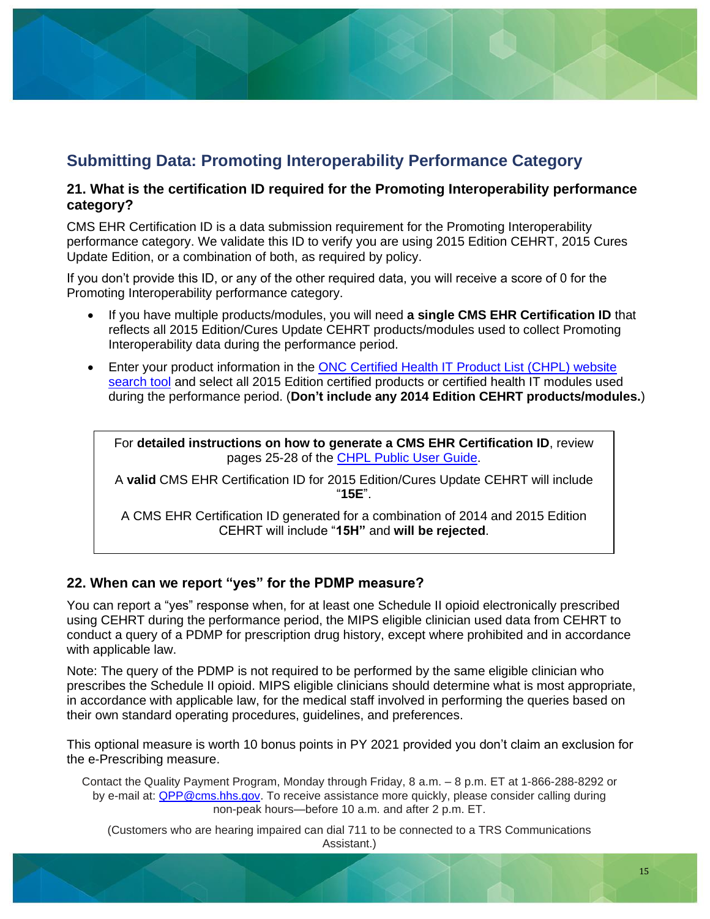## Submitting Data: Promoting Interoperability Performance Category

### 21. What is the certification ID required for the Promoting Interoperability performance category?

CMS EHR Certification ID is a data submission requirement for the Promoting Interoperability performance category. We validate this ID to verify you are using 2015 Edition CEHRT, 2015 Cures Update Edition, or a combination of both, as required by policy.

If you don't provide this ID, or any of the other required data, you will receive a score of 0 for the Promoting Interoperability performance category.

- If you have multiple products/modules, you will need **a single CMS EHR Certification ID** that reflects all 2015 Edition/Cures Update CEHRT products/modules used to collect Promoting Interoperability data during the performance period.
- Enter your product information in the ONC Certified Health IT Product List (CHPL) website search tool and select all 2015 Edition certified products or certified health IT modules used during the performance period. (**Don't include any 2014 Edition CEHRT products/modules.**)

> For **detailed instructions on how to generate a CMS EHR Certification ID**, review pages 25-28 of the CHPL Public User Guide.
>
> A **valid** CMS EHR Certification ID for 2015 Edition/Cures Update CEHRT will include "**15E**".
>
> A CMS EHR Certification ID generated for a combination of 2014 and 2015 Edition CEHRT will include "**15H"** and **will be rejected**.

### 22. When can we report "yes" for the PDMP measure?

You can report a "yes" response when, for at least one Schedule II opioid electronically prescribed using CEHRT during the performance period, the MIPS eligible clinician used data from CEHRT to conduct a query of a PDMP for prescription drug history, except where prohibited and in accordance with applicable law.

Note: The query of the PDMP is not required to be performed by the same eligible clinician who prescribes the Schedule II opioid. MIPS eligible clinicians should determine what is most appropriate, in accordance with applicable law, for the medical staff involved in performing the queries based on their own standard operating procedures, guidelines, and preferences.

This optional measure is worth 10 bonus points in PY 2021 provided you don't claim an exclusion for the e-Prescribing measure.

Contact the Quality Payment Program, Monday through Friday, 8 a.m. – 8 p.m. ET at 1-866-288-8292 or by e-mail at: QPP@cms.hhs.gov. To receive assistance more quickly, please consider calling during non-peak hours—before 10 a.m. and after 2 p.m. ET.

(Customers who are hearing impaired can dial 711 to be connected to a TRS Communications Assistant.)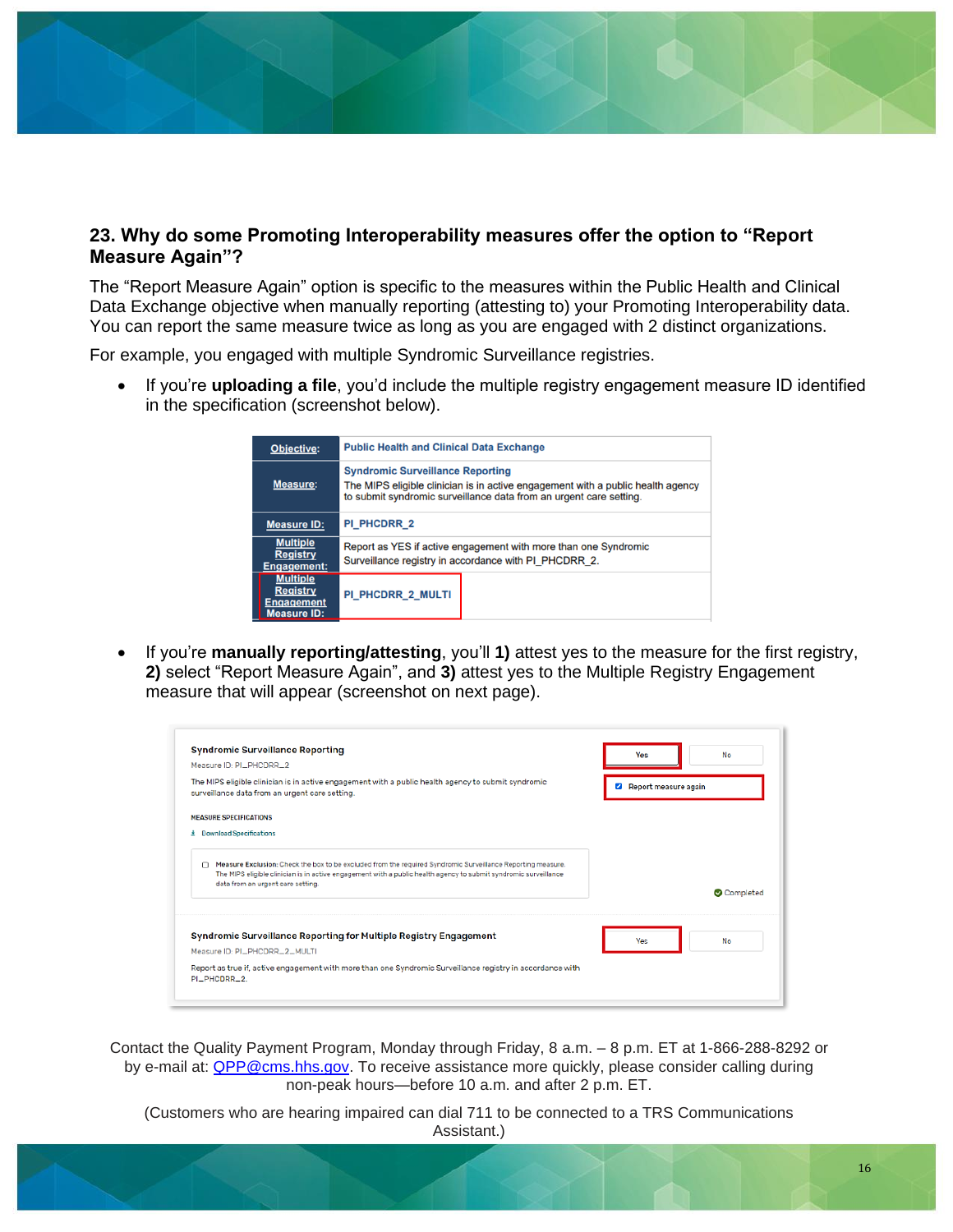### 23. Why do some Promoting Interoperability measures offer the option to "Report Measure Again"?

The "Report Measure Again" option is specific to the measures within the Public Health and Clinical Data Exchange objective when manually reporting (attesting to) your Promoting Interoperability data. You can report the same measure twice as long as you are engaged with 2 distinct organizations.

For example, you engaged with multiple Syndromic Surveillance registries.

- If you're **uploading a file**, you'd include the multiple registry engagement measure ID identified in the specification (screenshot below).

| Objective: | Public Health and Clinical Data Exchange |
|---|---|
| Measure: | Syndromic Surveillance Reporting<br>The MIPS eligible clinician is in active engagement with a public health agency to submit syndromic surveillance data from an urgent care setting. |
| Measure ID: | PI_PHCDRR_2 |
| Multiple Registry Engagement: | Report as YES if active engagement with more than one Syndromic Surveillance registry in accordance with PI_PHCDRR_2. |
| Multiple Registry Engagement Measure ID: | PI_PHCDRR_2_MULTI |

- If you're **manually reporting/attesting**, you'll **1)** attest yes to the measure for the first registry, **2)** select "Report Measure Again", and **3)** attest yes to the Multiple Registry Engagement measure that will appear (screenshot on next page).

**Syndromic Surveillance Reporting**

Measure ID: PI_PHCDRR_2

The MIPS eligible clinician is in active engagement with a public health agency to submit syndromic surveillance data from an urgent care setting.

MEASURE SPECIFICATIONS

Download Specifications

Measure Exclusion: Check the box to be excluded from the required Syndromic Surveillance Reporting measure. The MIPS eligible clinician is in active engagement with a public health agency to submit syndromic surveillance data from an urgent care setting.

Yes | No

☑ Report measure again

Completed

**Syndromic Surveillance Reporting for Multiple Registry Engagement**

Measure ID: PI_PHCDRR_2_MULTI

Report as true if, active engagement with more than one Syndromic Surveillance registry in accordance with PI_PHCDRR_2.

Yes | No

Contact the Quality Payment Program, Monday through Friday, 8 a.m. – 8 p.m. ET at 1-866-288-8292 or by e-mail at: QPP@cms.hhs.gov. To receive assistance more quickly, please consider calling during non-peak hours—before 10 a.m. and after 2 p.m. ET.

(Customers who are hearing impaired can dial 711 to be connected to a TRS Communications Assistant.)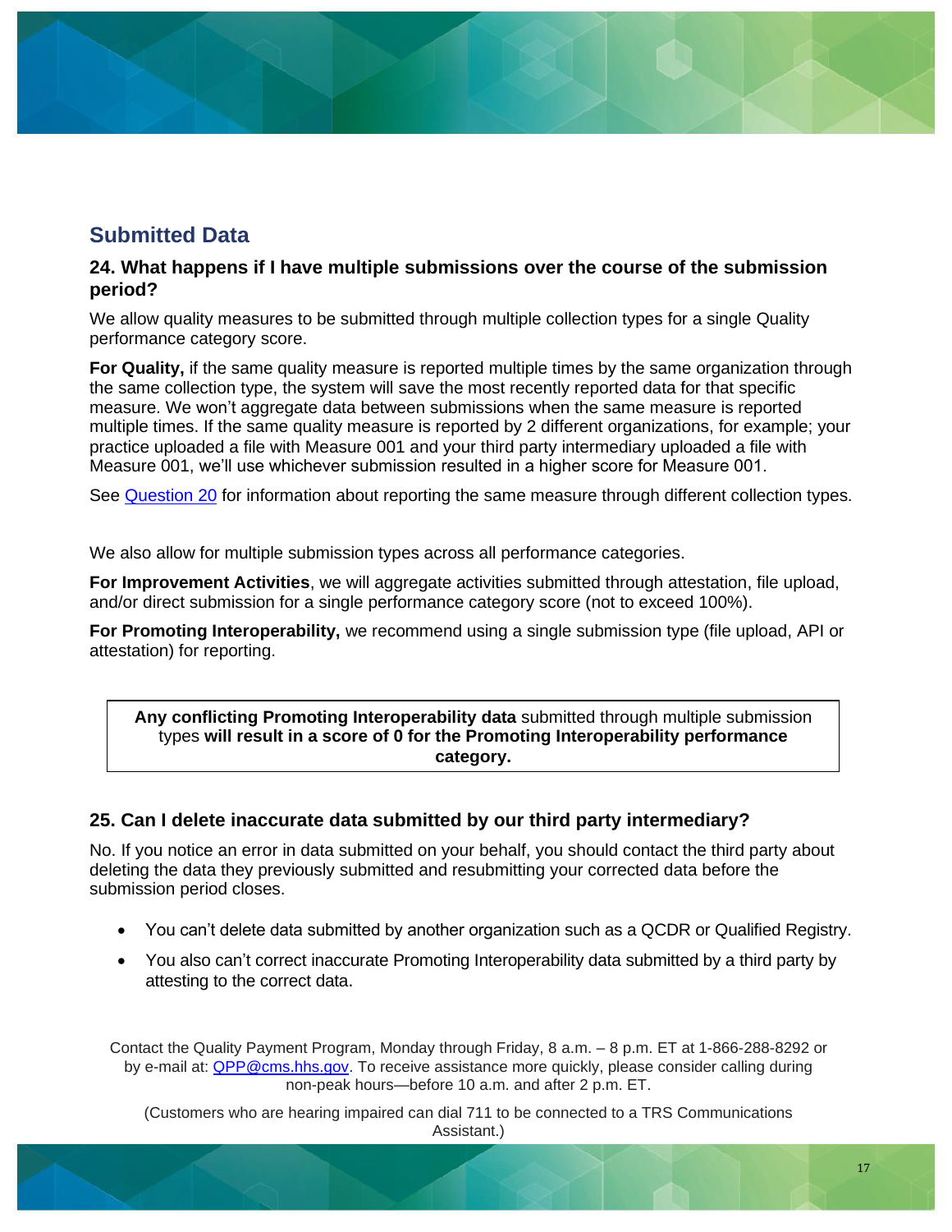## Submitted Data

### 24. What happens if I have multiple submissions over the course of the submission period?

We allow quality measures to be submitted through multiple collection types for a single Quality performance category score.

**For Quality,** if the same quality measure is reported multiple times by the same organization through the same collection type, the system will save the most recently reported data for that specific measure. We won't aggregate data between submissions when the same measure is reported multiple times. If the same quality measure is reported by 2 different organizations, for example; your practice uploaded a file with Measure 001 and your third party intermediary uploaded a file with Measure 001, we'll use whichever submission resulted in a higher score for Measure 001.

See [Question 20](#) for information about reporting the same measure through different collection types.

We also allow for multiple submission types across all performance categories.

**For Improvement Activities**, we will aggregate activities submitted through attestation, file upload, and/or direct submission for a single performance category score (not to exceed 100%).

**For Promoting Interoperability,** we recommend using a single submission type (file upload, API or attestation) for reporting.

> **Any conflicting Promoting Interoperability data** submitted through multiple submission types **will result in a score of 0 for the Promoting Interoperability performance category.**

### 25. Can I delete inaccurate data submitted by our third party intermediary?

No. If you notice an error in data submitted on your behalf, you should contact the third party about deleting the data they previously submitted and resubmitting your corrected data before the submission period closes.

- You can't delete data submitted by another organization such as a QCDR or Qualified Registry.
- You also can't correct inaccurate Promoting Interoperability data submitted by a third party by attesting to the correct data.

Contact the Quality Payment Program, Monday through Friday, 8 a.m. – 8 p.m. ET at 1-866-288-8292 or by e-mail at: QPP@cms.hhs.gov. To receive assistance more quickly, please consider calling during non-peak hours—before 10 a.m. and after 2 p.m. ET.

(Customers who are hearing impaired can dial 711 to be connected to a TRS Communications Assistant.)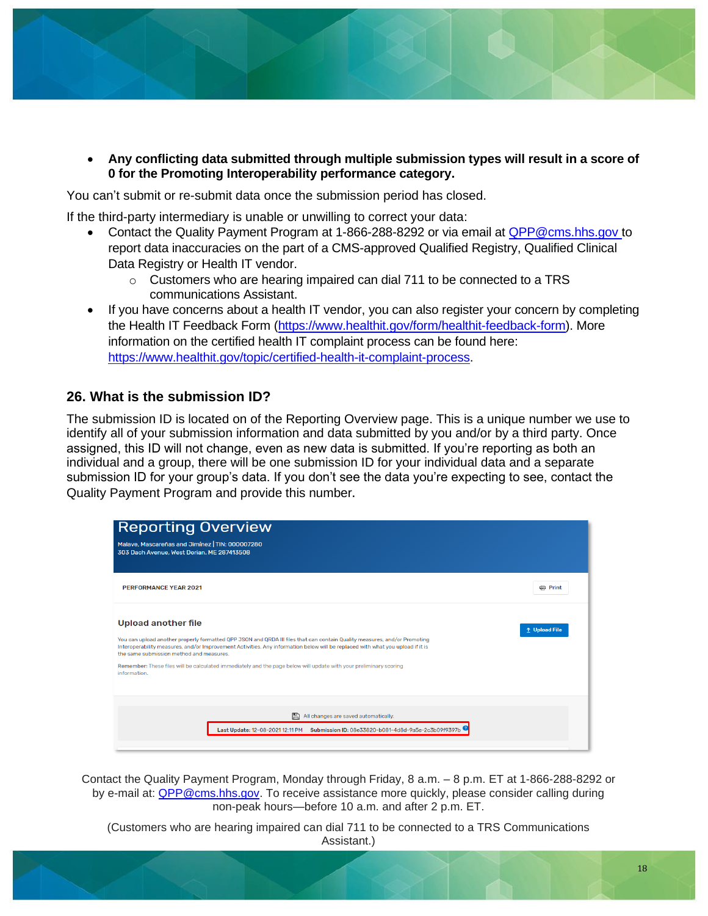- **Any conflicting data submitted through multiple submission types will result in a score of 0 for the Promoting Interoperability performance category.**

You can't submit or re-submit data once the submission period has closed.

If the third-party intermediary is unable or unwilling to correct your data:

- Contact the Quality Payment Program at 1-866-288-8292 or via email at QPP@cms.hhs.gov to report data inaccuracies on the part of a CMS-approved Qualified Registry, Qualified Clinical Data Registry or Health IT vendor.
    - Customers who are hearing impaired can dial 711 to be connected to a TRS communications Assistant.
- If you have concerns about a health IT vendor, you can also register your concern by completing the Health IT Feedback Form (https://www.healthit.gov/form/healthit-feedback-form). More information on the certified health IT complaint process can be found here: https://www.healthit.gov/topic/certified-health-it-complaint-process.

## 26. What is the submission ID?

The submission ID is located on of the Reporting Overview page. This is a unique number we use to identify all of your submission information and data submitted by you and/or by a third party. Once assigned, this ID will not change, even as new data is submitted. If you're reporting as both an individual and a group, there will be one submission ID for your individual data and a separate submission ID for your group's data. If you don't see the data you're expecting to see, contact the Quality Payment Program and provide this number.

Contact the Quality Payment Program, Monday through Friday, 8 a.m. – 8 p.m. ET at 1-866-288-8292 or by e-mail at: QPP@cms.hhs.gov. To receive assistance more quickly, please consider calling during non-peak hours—before 10 a.m. and after 2 p.m. ET.

(Customers who are hearing impaired can dial 711 to be connected to a TRS Communications Assistant.)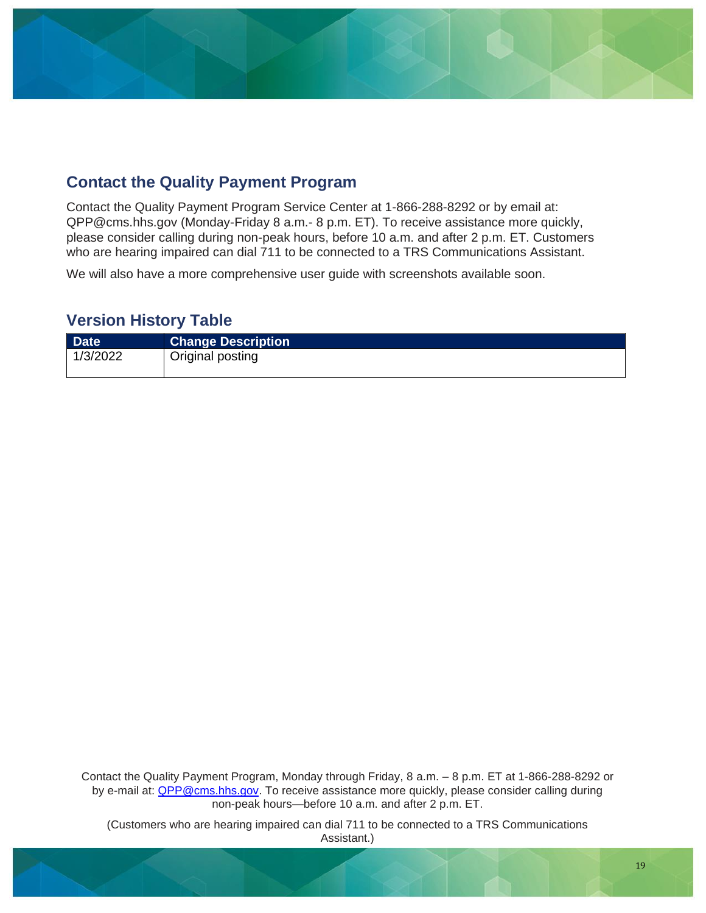## Contact the Quality Payment Program

Contact the Quality Payment Program Service Center at 1-866-288-8292 or by email at: QPP@cms.hhs.gov (Monday-Friday 8 a.m.- 8 p.m. ET). To receive assistance more quickly, please consider calling during non-peak hours, before 10 a.m. and after 2 p.m. ET. Customers who are hearing impaired can dial 711 to be connected to a TRS Communications Assistant.

We will also have a more comprehensive user guide with screenshots available soon.

## Version History Table

| Date | Change Description |
| --- | --- |
| 1/3/2022 | Original posting |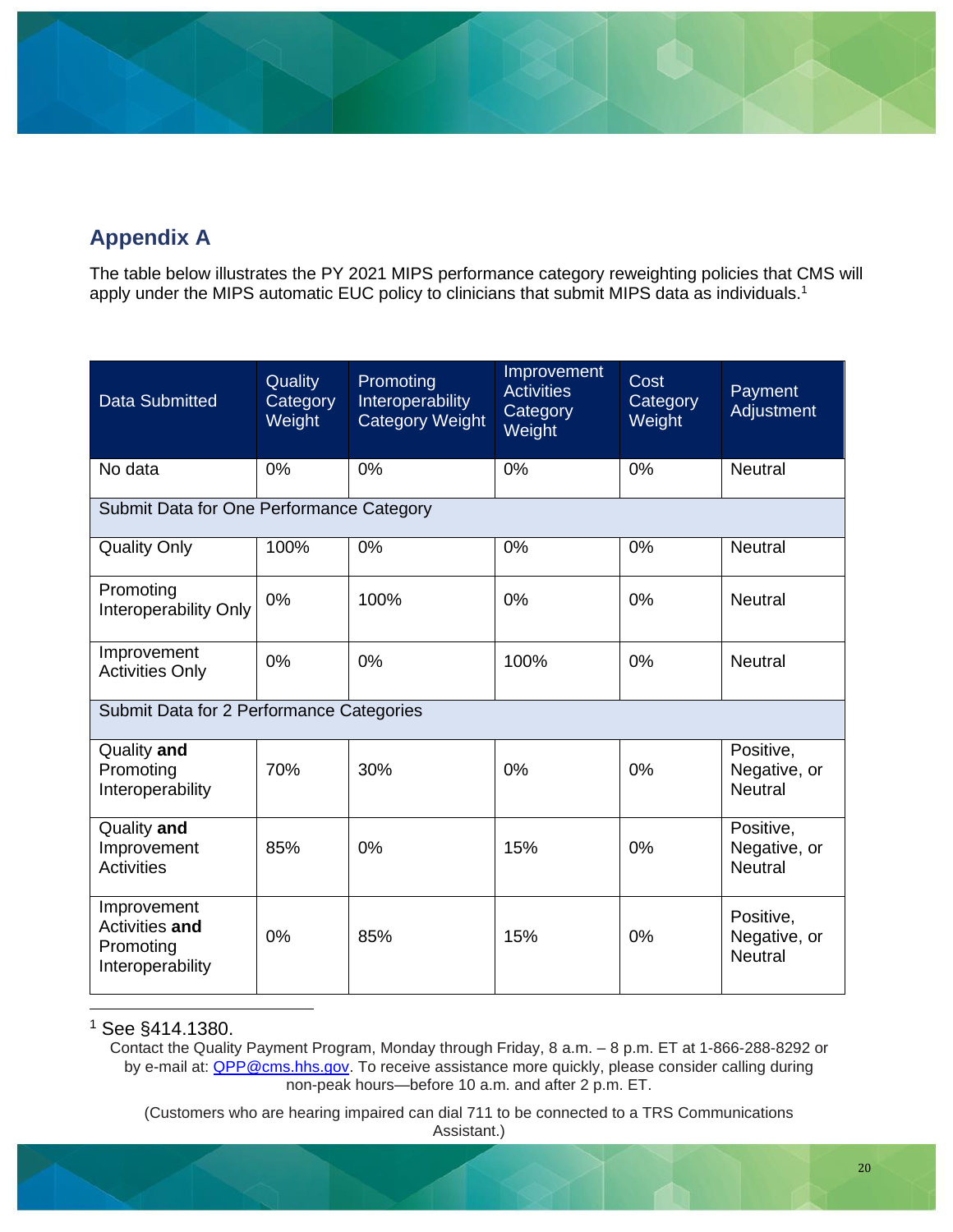## Appendix A

The table below illustrates the PY 2021 MIPS performance category reweighting policies that CMS will apply under the MIPS automatic EUC policy to clinicians that submit MIPS data as individuals.[1]

| Data Submitted | Quality Category Weight | Promoting Interoperability Category Weight | Improvement Activities Category Weight | Cost Category Weight | Payment Adjustment |
|---|---|---|---|---|---|
| No data | 0% | 0% | 0% | 0% | Neutral |
| Submit Data for One Performance Category | | | | | |
| Quality Only | 100% | 0% | 0% | 0% | Neutral |
| Promoting Interoperability Only | 0% | 100% | 0% | 0% | Neutral |
| Improvement Activities Only | 0% | 0% | 100% | 0% | Neutral |
| Submit Data for 2 Performance Categories | | | | | |
| Quality **and** Promoting Interoperability | 70% | 30% | 0% | 0% | Positive, Negative, or Neutral |
| Quality **and** Improvement Activities | 85% | 0% | 15% | 0% | Positive, Negative, or Neutral |
| Improvement Activities **and** Promoting Interoperability | 0% | 85% | 15% | 0% | Positive, Negative, or Neutral |

[1] See §414.1380.

Contact the Quality Payment Program, Monday through Friday, 8 a.m. – 8 p.m. ET at 1-866-288-8292 or by e-mail at: QPP@cms.hhs.gov. To receive assistance more quickly, please consider calling during non-peak hours—before 10 a.m. and after 2 p.m. ET.

(Customers who are hearing impaired can dial 711 to be connected to a TRS Communications Assistant.)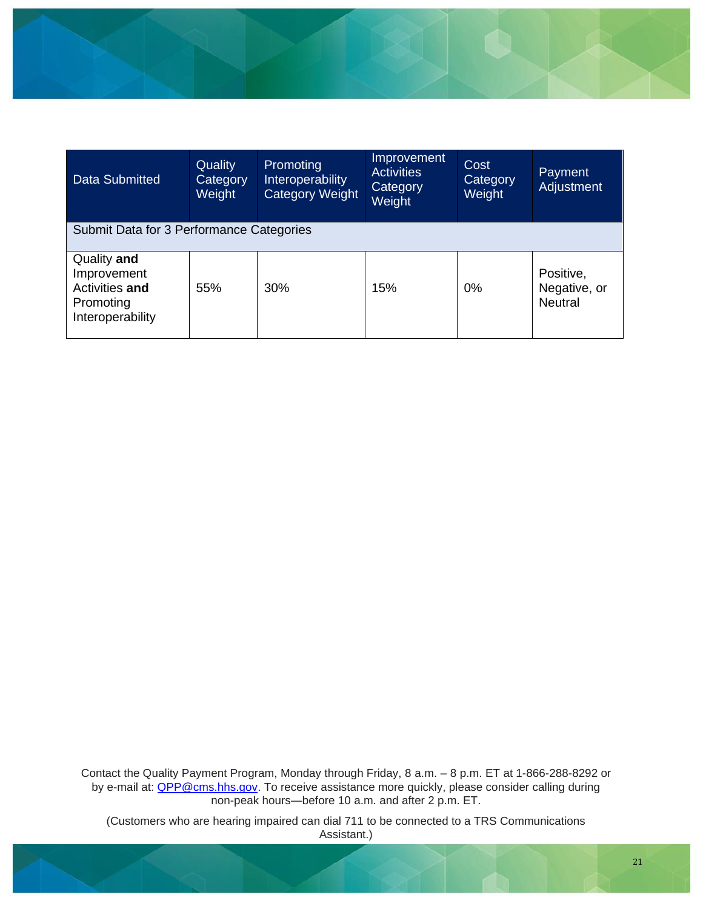| Data Submitted | Quality Category Weight | Promoting Interoperability Category Weight | Improvement Activities Category Weight | Cost Category Weight | Payment Adjustment |
|---|---|---|---|---|---|
| Submit Data for 3 Performance Categories | | | | | |
| Quality **and** Improvement Activities **and** Promoting Interoperability | 55% | 30% | 15% | 0% | Positive, Negative, or Neutral |

Contact the Quality Payment Program, Monday through Friday, 8 a.m. – 8 p.m. ET at 1-866-288-8292 or by e-mail at: QPP@cms.hhs.gov. To receive assistance more quickly, please consider calling during non-peak hours—before 10 a.m. and after 2 p.m. ET.

(Customers who are hearing impaired can dial 711 to be connected to a TRS Communications Assistant.)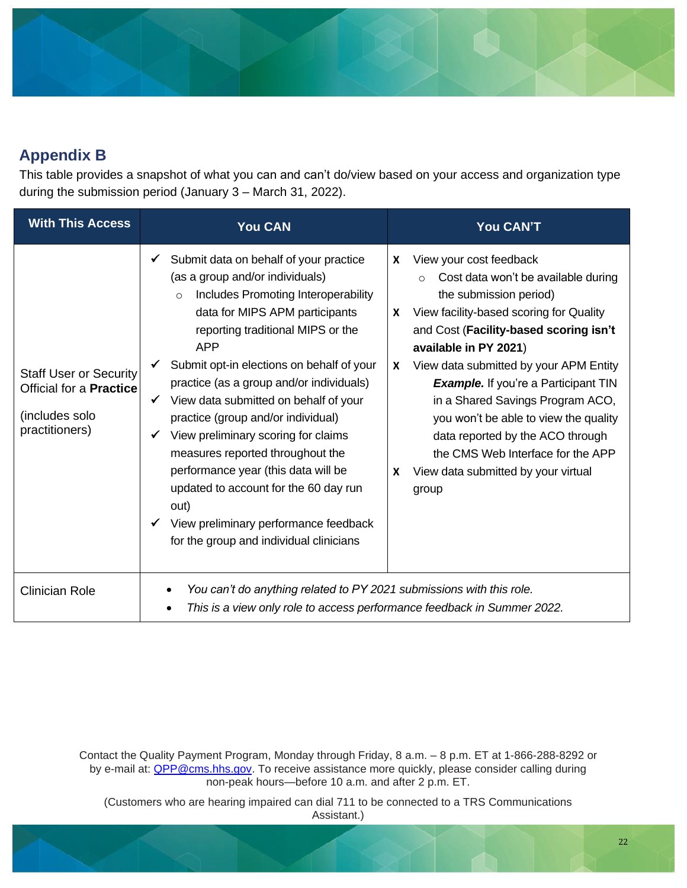## Appendix B

This table provides a snapshot of what you can and can't do/view based on your access and organization type during the submission period (January 3 – March 31, 2022).

| With This Access | You CAN | You CAN'T |
|---|---|---|
| Staff User or Security Official for a **Practice**<br><br>(includes solo practitioners) | ✓ Submit data on behalf of your practice (as a group and/or individuals)<br>&nbsp;&nbsp;○ Includes Promoting Interoperability data for MIPS APM participants reporting traditional MIPS or the APP<br>✓ Submit opt-in elections on behalf of your practice (as a group and/or individuals)<br>✓ View data submitted on behalf of your practice (group and/or individual)<br>✓ View preliminary scoring for claims measures reported throughout the performance year (this data will be updated to account for the 60 day run out)<br>✓ View preliminary performance feedback for the group and individual clinicians | X View your cost feedback<br>&nbsp;&nbsp;○ Cost data won't be available during the submission period)<br>X View facility-based scoring for Quality and Cost (**Facility-based scoring isn't available in PY 2021**)<br>X View data submitted by your APM Entity<br>&nbsp;&nbsp;***Example.*** If you're a Participant TIN in a Shared Savings Program ACO, you won't be able to view the quality data reported by the ACO through the CMS Web Interface for the APP<br>X View data submitted by your virtual group |
| Clinician Role | • *You can't do anything related to PY 2021 submissions with this role.*<br>• *This is a view only role to access performance feedback in Summer 2022.* | |

Contact the Quality Payment Program, Monday through Friday, 8 a.m. – 8 p.m. ET at 1-866-288-8292 or by e-mail at: QPP@cms.hhs.gov. To receive assistance more quickly, please consider calling during non-peak hours—before 10 a.m. and after 2 p.m. ET.

(Customers who are hearing impaired can dial 711 to be connected to a TRS Communications Assistant.)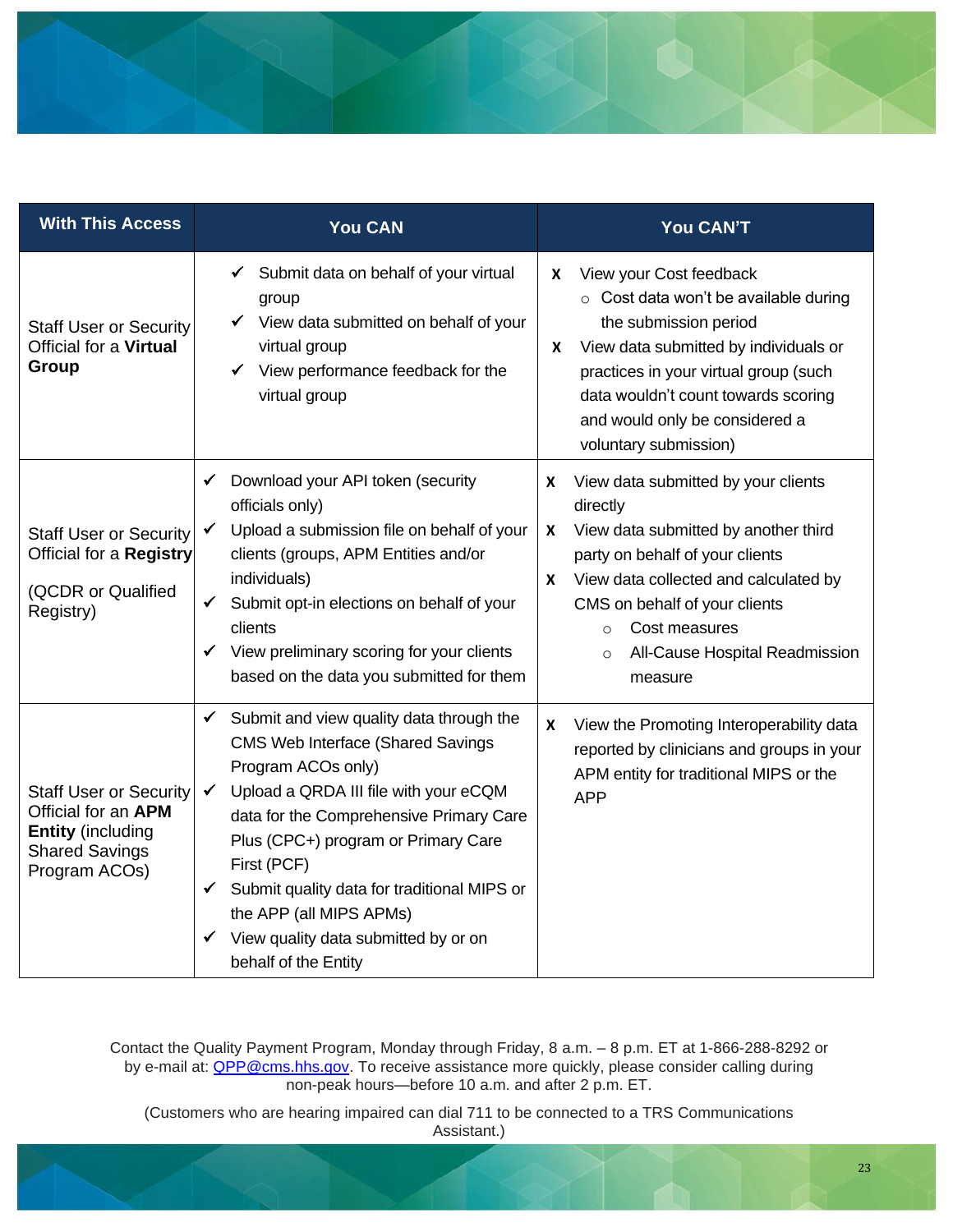| With This Access | You CAN | You CAN'T |
|---|---|---|
| Staff User or Security Official for a **Virtual Group** | ✔ Submit data on behalf of your virtual group<br>✔ View data submitted on behalf of your virtual group<br>✔ View performance feedback for the virtual group | X View your Cost feedback<br>○ Cost data won't be available during the submission period<br>X View data submitted by individuals or practices in your virtual group (such data wouldn't count towards scoring and would only be considered a voluntary submission) |
| Staff User or Security Official for a **Registry** (QCDR or Qualified Registry) | ✔ Download your API token (security officials only)<br>✔ Upload a submission file on behalf of your clients (groups, APM Entities and/or individuals)<br>✔ Submit opt-in elections on behalf of your clients<br>✔ View preliminary scoring for your clients based on the data you submitted for them | X View data submitted by your clients directly<br>X View data submitted by another third party on behalf of your clients<br>X View data collected and calculated by CMS on behalf of your clients<br>○ Cost measures<br>○ All-Cause Hospital Readmission measure |
| Staff User or Security Official for an **APM Entity** (including Shared Savings Program ACOs) | ✔ Submit and view quality data through the CMS Web Interface (Shared Savings Program ACOs only)<br>✔ Upload a QRDA III file with your eCQM data for the Comprehensive Primary Care Plus (CPC+) program or Primary Care First (PCF)<br>✔ Submit quality data for traditional MIPS or the APP (all MIPS APMs)<br>✔ View quality data submitted by or on behalf of the Entity | X View the Promoting Interoperability data reported by clinicians and groups in your APM entity for traditional MIPS or the APP |

Contact the Quality Payment Program, Monday through Friday, 8 a.m. – 8 p.m. ET at 1-866-288-8292 or by e-mail at: [QPP@cms.hhs.gov](mailto:QPP@cms.hhs.gov). To receive assistance more quickly, please consider calling during non-peak hours—before 10 a.m. and after 2 p.m. ET.

(Customers who are hearing impaired can dial 711 to be connected to a TRS Communications Assistant.)